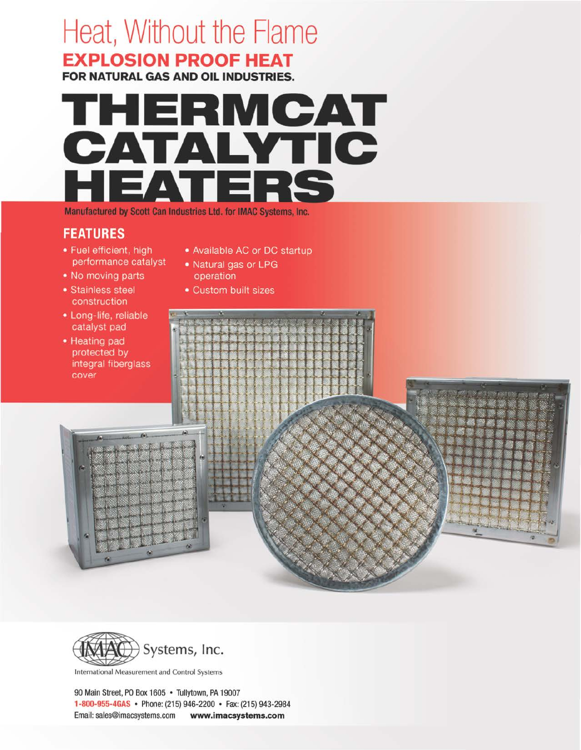# Heat, Without the Flame

## EXPLOSION PROOF HEAT

**FOR NATURAL GAS AND OIL INDUSTRIES.**

# THERMCAT CATALYTIC HEATERS

Manufactured by Scott Can Industries Ltd. for IMAC Systems, Inc.

## FEATURES

- Fuel efficient, high performance catalyst
- No moving parts
- Stainless steel construction
- Long-life, reliable catalyst pad
- Heating pad protected by integral fiberglass cover
- Available AC or DC startup
- Natural gas or LPG operation
- Custom built sizes

IMAC Systems, Inc.

International Measurement and Control Systems

90 Main Street, PO Box 1605 • Tullytown, PA 19007

**1-800-955-4GAS** • Phone: (215) 946-2200 • Fax: (215) 943-2984

Email: sales@imacsystems.com **www.imacsystems.com**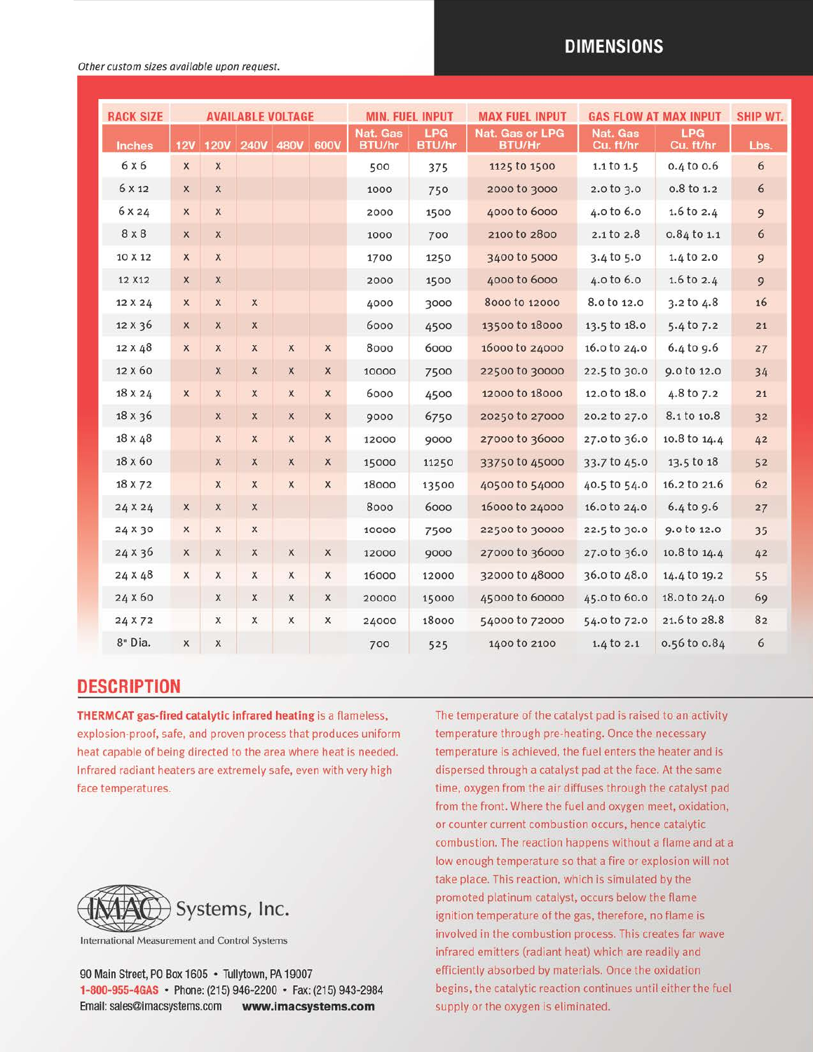## DIMENSIONS

*Other custom sizes available upon request.*

| RACK SIZE | AVAILABLE VOLTAGE | | | | | MIN. FUEL INPUT | | MAX FUEL INPUT | GAS FLOW AT MAX INPUT | | SHIP WT. |
|---|---|---|---|---|---|---|---|---|---|---|---|
| Inches | 12V | 120V | 240V | 480V | 600V | Nat. Gas BTU/hr | LPG BTU/hr | Nat. Gas or LPG BTU/Hr | Nat. Gas Cu. ft/hr | LPG Cu. ft/hr | Lbs. |
| 6 x 6 | x | x | | | | 500 | 375 | 1125 to 1500 | 1.1 to 1.5 | 0.4 to 0.6 | 6 |
| 6 x 12 | x | x | | | | 1000 | 750 | 2000 to 3000 | 2.0 to 3.0 | 0.8 to 1.2 | 6 |
| 6 x 24 | x | x | | | | 2000 | 1500 | 4000 to 6000 | 4.0 to 6.0 | 1.6 to 2.4 | 9 |
| 8 x 8 | x | x | | | | 1000 | 700 | 2100 to 2800 | 2.1 to 2.8 | 0.84 to 1.1 | 6 |
| 10 x 12 | x | x | | | | 1700 | 1250 | 3400 to 5000 | 3.4 to 5.0 | 1.4 to 2.0 | 9 |
| 12 x12 | x | x | | | | 2000 | 1500 | 4000 to 6000 | 4.0 to 6.0 | 1.6 to 2.4 | 9 |
| 12 x 24 | x | x | x | | | 4000 | 3000 | 8000 to 12000 | 8.0 to 12.0 | 3.2 to 4.8 | 16 |
| 12 x 36 | x | x | x | | | 6000 | 4500 | 13500 to 18000 | 13.5 to 18.0 | 5.4 to 7.2 | 21 |
| 12 x 48 | x | x | x | x | x | 8000 | 6000 | 16000 to 24000 | 16.0 to 24.0 | 6.4 to 9.6 | 27 |
| 12 x 60 | | x | x | x | x | 10000 | 7500 | 22500 to 30000 | 22.5 to 30.0 | 9.0 to 12.0 | 34 |
| 18 x 24 | x | x | x | x | x | 6000 | 4500 | 12000 to 18000 | 12.0 to 18.0 | 4.8 to 7.2 | 21 |
| 18 x 36 | | x | x | x | x | 9000 | 6750 | 20250 to 27000 | 20.2 to 27.0 | 8.1 to 10.8 | 32 |
| 18 x 48 | | x | x | x | x | 12000 | 9000 | 27000 to 36000 | 27.0 to 36.0 | 10.8 to 14.4 | 42 |
| 18 x 60 | | x | x | x | x | 15000 | 11250 | 33750 to 45000 | 33.7 to 45.0 | 13.5 to 18 | 52 |
| 18 x 72 | | x | x | x | x | 18000 | 13500 | 40500 to 54000 | 40.5 to 54.0 | 16.2 to 21.6 | 62 |
| 24 x 24 | x | x | x | | | 8000 | 6000 | 16000 to 24000 | 16.0 to 24.0 | 6.4 to 9.6 | 27 |
| 24 x 30 | x | x | x | | | 10000 | 7500 | 22500 to 30000 | 22.5 to 30.0 | 9.0 to 12.0 | 35 |
| 24 x 36 | x | x | x | x | x | 12000 | 9000 | 27000 to 36000 | 27.0 to 36.0 | 10.8 to 14.4 | 42 |
| 24 x 48 | x | x | x | x | x | 16000 | 12000 | 32000 to 48000 | 36.0 to 48.0 | 14.4 to 19.2 | 55 |
| 24 x 60 | | x | x | x | x | 20000 | 15000 | 45000 to 60000 | 45.0 to 60.0 | 18.0 to 24.0 | 69 |
| 24 x 72 | | x | x | x | x | 24000 | 18000 | 54000 to 72000 | 54.0 to 72.0 | 21.6 to 28.8 | 82 |
| 8" Dia. | x | x | | | | 700 | 525 | 1400 to 2100 | 1.4 to 2.1 | 0.56 to 0.84 | 6 |

## DESCRIPTION

**THERMCAT gas-fired catalytic infrared heating** is a flameless, explosion-proof, safe, and proven process that produces uniform heat capable of being directed to the area where heat is needed. Infrared radiant heaters are extremely safe, even with very high face temperatures.

The temperature of the catalyst pad is raised to an activity temperature through pre-heating. Once the necessary temperature is achieved, the fuel enters the heater and is dispersed through a catalyst pad at the face. At the same time, oxygen from the air diffuses through the catalyst pad from the front. Where the fuel and oxygen meet, oxidation, or counter current combustion occurs, hence catalytic combustion. The reaction happens without a flame and at a low enough temperature so that a fire or explosion will not take place. This reaction, which is simulated by the promoted platinum catalyst, occurs below the flame ignition temperature of the gas, therefore, no flame is involved in the combustion process. This creates far wave infrared emitters (radiant heat) which are readily and efficiently absorbed by materials. Once the oxidation begins, the catalytic reaction continues until either the fuel supply or the oxygen is eliminated.

IMAC Systems, Inc.
International Measurement and Control Systems

90 Main Street, PO Box 1605 • Tullytown, PA 19007
**1-800-955-4GAS** • Phone: (215) 946-2200 • Fax: (215) 943-2984
Email: sales@imacsystems.com **www.imacsystems.com**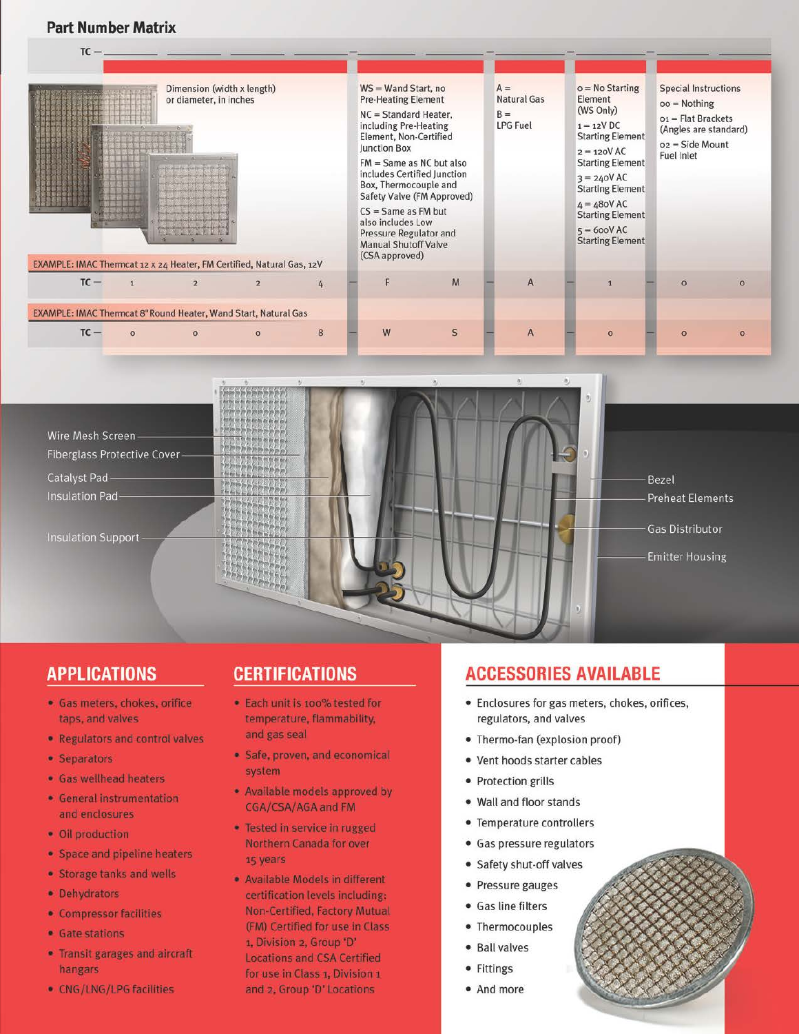## Part Number Matrix

| TC — | Dimension (width x length) or diameter, in inches | | | | — | WS = Wand Start, no Pre-Heating Element<br>NC = Standard Heater, including Pre-Heating Element, Non-Certified Junction Box<br>FM = Same as NC but also includes Certified Junction Box, Thermocouple and Safety Valve (FM Approved)<br>CS = Same as FM but also includes Low Pressure Regulator and Manual Shutoff Valve (CSA approved) | | — | A = Natural Gas<br>B = LPG Fuel | — | 0 = No Starting Element (WS Only)<br>1 = 12V DC Starting Element<br>2 = 120V AC Starting Element<br>3 = 240V AC Starting Element<br>4 = 480V AC Starting Element<br>5 = 600V AC Starting Element | — | Special Instructions<br>00 = Nothing<br>01 = Flat Brackets (Angles are standard)<br>02 = Side Mount Fuel Inlet | |
|---|---|---|---|---|---|---|---|---|---|---|---|---|---|---|
| **EXAMPLE: IMAC Thermcat 12 x 24 Heater, FM Certified, Natural Gas, 12V** | | | | | | | | | | | | | | |
| TC — | 1 | 2 | 2 | 4 | — | F | M | — | A | — | 1 | — | 0 | 0 |
| **EXAMPLE: IMAC Thermcat 8" Round Heater, Wand Start, Natural Gas** | | | | | | | | | | | | | | |
| TC — | 0 | 0 | 0 | 8 | — | W | S | — | A | — | 0 | — | 0 | 0 |

Wire Mesh Screen
Fiberglass Protective Cover
Catalyst Pad
Insulation Pad
Insulation Support
Bezel
Preheat Elements
Gas Distributor
Emitter Housing

## APPLICATIONS

- Gas meters, chokes, orifice taps, and valves
- Regulators and control valves
- Separators
- Gas wellhead heaters
- General instrumentation and enclosures
- Oil production
- Space and pipeline heaters
- Storage tanks and wells
- Dehydrators
- Compressor facilities
- Gate stations
- Transit garages and aircraft hangars
- CNG/LNG/LPG facilities

## CERTIFICATIONS

- Each unit is 100% tested for temperature, flammability, and gas seal
- Safe, proven, and economical system
- Available models approved by CGA/CSA/AGA and FM
- Tested in service in rugged Northern Canada for over 15 years
- Available Models in different certification levels including: Non-Certified, Factory Mutual (FM) Certified for use in Class 1, Division 2, Group 'D' Locations and CSA Certified for use in Class 1, Division 1 and 2, Group 'D' Locations

## ACCESSORIES AVAILABLE

- Enclosures for gas meters, chokes, orifices, regulators, and valves
- Thermo-fan (explosion proof)
- Vent hoods starter cables
- Protection grills
- Wall and floor stands
- Temperature controllers
- Gas pressure regulators
- Safety shut-off valves
- Pressure gauges
- Gas line filters
- Thermocouples
- Ball valves
- Fittings
- And more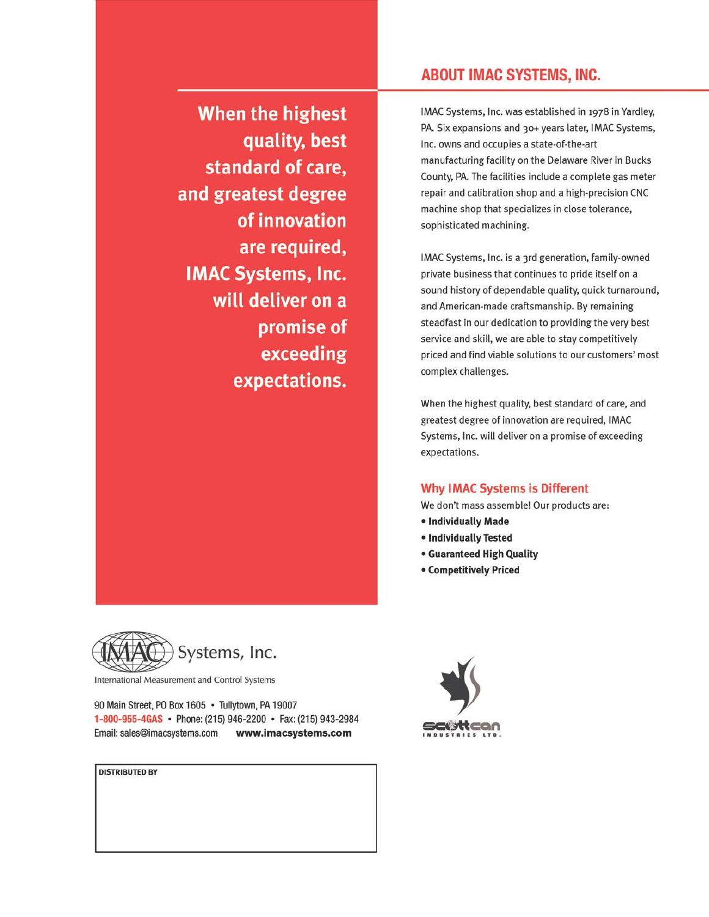**When the highest quality, best standard of care, and greatest degree of innovation are required, IMAC Systems, Inc. will deliver on a promise of exceeding expectations.**

## ABOUT IMAC SYSTEMS, INC.

IMAC Systems, Inc. was established in 1978 in Yardley, PA. Six expansions and 30+ years later, IMAC Systems, Inc. owns and occupies a state-of-the-art manufacturing facility on the Delaware River in Bucks County, PA. The facilities include a complete gas meter repair and calibration shop and a high-precision CNC machine shop that specializes in close tolerance, sophisticated machining.

IMAC Systems, Inc. is a 3rd generation, family-owned private business that continues to pride itself on a sound history of dependable quality, quick turnaround, and American-made craftsmanship. By remaining steadfast in our dedication to providing the very best service and skill, we are able to stay competitively priced and find viable solutions to our customers' most complex challenges.

When the highest quality, best standard of care, and greatest degree of innovation are required, IMAC Systems, Inc. will deliver on a promise of exceeding expectations.

### Why IMAC Systems is Different

We don't mass assemble! Our products are:

- **Individually Made**
- **Individually Tested**
- **Guaranteed High Quality**
- **Competitively Priced**

IMAC Systems, Inc.

International Measurement and Control Systems

90 Main Street, PO Box 1605 • Tullytown, PA 19007
1-800-955-4GAS • Phone: (215) 946-2200 • Fax: (215) 943-2984
Email: sales@imacsystems.com **www.imacsystems.com**

scottcan INDUSTRIES LTD.

DISTRIBUTED BY